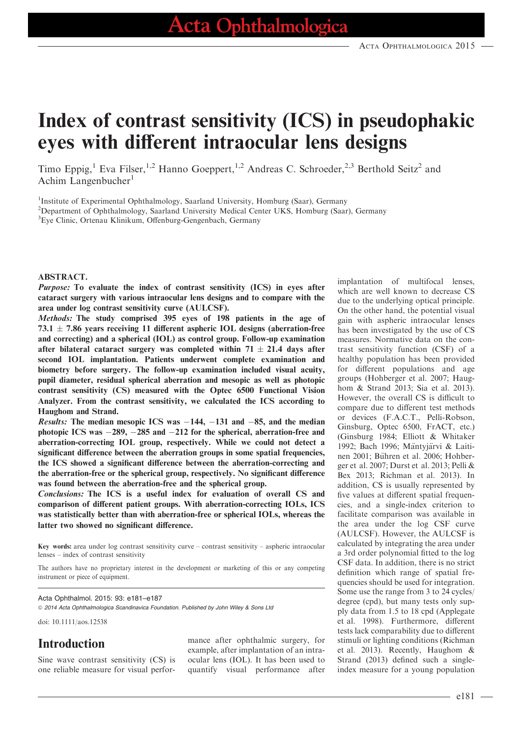# Index of contrast sensitivity (ICS) in pseudophakic eyes with different intraocular lens designs

Timo Eppig,[1] Eva Filser,[1,2] Hanno Goeppert,[1,2] Andreas C. Schroeder,[2,3] Berthold Seitz[2] and Achim Langenbucher[1]

[1]Institute of Experimental Ophthalmology, Saarland University, Homburg (Saar), Germany
[2]Department of Ophthalmology, Saarland University Medical Center UKS, Homburg (Saar), Germany
[3]Eye Clinic, Ortenau Klinikum, Offenburg-Gengenbach, Germany

## ABSTRACT.

***Purpose:*** **To evaluate the index of contrast sensitivity (ICS) in eyes after cataract surgery with various intraocular lens designs and to compare with the area under log contrast sensitivity curve (AULCSF).**

***Methods:*** **The study comprised 395 eyes of 198 patients in the age of 73.1 ± 7.86 years receiving 11 different aspheric IOL designs (aberration-free and correcting) and a spherical (IOL) as control group. Follow-up examination after bilateral cataract surgery was completed within 71 ± 21.4 days after second IOL implantation. Patients underwent complete examination and biometry before surgery. The follow-up examination included visual acuity, pupil diameter, residual spherical aberration and mesopic as well as photopic contrast sensitivity (CS) measured with the Optec 6500 Functional Vision Analyzer. From the contrast sensitivity, we calculated the ICS according to Haughom and Strand.**

***Results:*** **The median mesopic ICS was −144, −131 and −85, and the median photopic ICS was −289, −285 and −212 for the spherical, aberration-free and aberration-correcting IOL group, respectively. While we could not detect a significant difference between the aberration groups in some spatial frequencies, the ICS showed a significant difference between the aberration-correcting and the aberration-free or the spherical group, respectively. No significant difference was found between the aberration-free and the spherical group.**

***Conclusions:*** **The ICS is a useful index for evaluation of overall CS and comparison of different patient groups. With aberration-correcting IOLs, ICS was statistically better than with aberration-free or spherical IOLs, whereas the latter two showed no significant difference.**

**Key words:** area under log contrast sensitivity curve – contrast sensitivity – aspheric intraocular lenses – index of contrast sensitivity

The authors have no proprietary interest in the development or marketing of this or any competing instrument or piece of equipment.

Acta Ophthalmol. 2015: 93: e181–e187
© 2014 Acta Ophthalmologica Scandinavica Foundation. Published by John Wiley & Sons Ltd

doi: 10.1111/aos.12538

## Introduction

Sine wave contrast sensitivity (CS) is one reliable measure for visual performance after ophthalmic surgery, for example, after implantation of an intraocular lens (IOL). It has been used to quantify visual performance after implantation of multifocal lenses, which are well known to decrease CS due to the underlying optical principle. On the other hand, the potential visual gain with aspheric intraocular lenses has been investigated by the use of CS measures. Normative data on the contrast sensitivity function (CSF) of a healthy population has been provided for different populations and age groups (Hohberger et al. 2007; Haughom & Strand 2013; Sia et al. 2013). However, the overall CS is difficult to compare due to different test methods or devices (F.A.C.T., Pelli-Robson, Ginsburg, Optec 6500, FrACT, etc.) (Ginsburg 1984; Elliott & Whitaker 1992; Bach 1996; Mäntyjärvi & Laitinen 2001; Bühren et al. 2006; Hohberger et al. 2007; Durst et al. 2013; Pelli & Bex 2013; Richman et al. 2013). In addition, CS is usually represented by five values at different spatial frequencies, and a single-index criterion to facilitate comparison was available in the area under the log CSF curve (AULCSF). However, the AULCSF is calculated by integrating the area under a 3rd order polynomial fitted to the log CSF data. In addition, there is no strict definition which range of spatial frequencies should be used for integration. Some use the range from 3 to 24 cycles/degree (cpd), but many tests only supply data from 1.5 to 18 cpd (Applegate et al. 1998). Furthermore, different tests lack comparability due to different stimuli or lighting conditions (Richman et al. 2013). Recently, Haughom & Strand (2013) defined such a single-index measure for a young population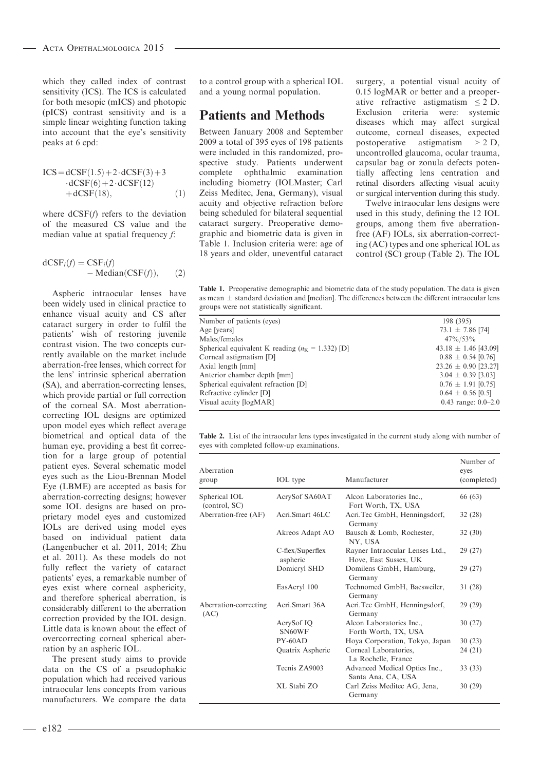which they called index of contrast sensitivity (ICS). The ICS is calculated for both mesopic (mICS) and photopic (pICS) contrast sensitivity and is a simple linear weighting function taking into account that the eye's sensitivity peaks at 6 cpd:

$$\mathrm{ICS} = \mathrm{dCSF}(1.5) + 2 \cdot \mathrm{dCSF}(3) + 3 \cdot \mathrm{dCSF}(6) + 2 \cdot \mathrm{dCSF}(12) + \mathrm{dCSF}(18), \quad (1)$$

where $\mathrm{dCSF}(f)$ refers to the deviation of the measured CS value and the median value at spatial frequency $f$:

$$\mathrm{dCSF}_i(f) = \mathrm{CSF}_i(f) - \mathrm{Median}(\mathrm{CSF}(f)), \quad (2)$$

Aspheric intraocular lenses have been widely used in clinical practice to enhance visual acuity and CS after cataract surgery in order to fulfil the patients' wish of restoring juvenile contrast vision. The two concepts currently available on the market include aberration-free lenses, which correct for the lens' intrinsic spherical aberration (SA), and aberration-correcting lenses, which provide partial or full correction of the corneal SA. Most aberration-correcting IOL designs are optimized upon model eyes which reflect average biometrical and optical data of the human eye, providing a best fit correction for a large group of potential patient eyes. Several schematic model eyes such as the Liou-Brennan Model Eye (LBME) are accepted as basis for aberration-correcting designs; however some IOL designs are based on proprietary model eyes and customized IOLs are derived using model eyes based on individual patient data (Langenbucher et al. 2011, 2014; Zhu et al. 2011). As these models do not fully reflect the variety of cataract patients' eyes, a remarkable number of eyes exist where corneal asphericity, and therefore spherical aberration, is considerably different to the aberration correction provided by the IOL design. Little data is known about the effect of overcorrecting corneal spherical aberration by an aspheric IOL.

The present study aims to provide data on the CS of a pseudophakic population which had received various intraocular lens concepts from various manufacturers. We compare the data to a control group with a spherical IOL and a young normal population.

## Patients and Methods

Between January 2008 and September 2009 a total of 395 eyes of 198 patients were included in this randomized, prospective study. Patients underwent complete ophthalmic examination including biometry (IOLMaster; Carl Zeiss Meditec, Jena, Germany), visual acuity and objective refraction before being scheduled for bilateral sequential cataract surgery. Preoperative demographic and biometric data is given in Table 1. Inclusion criteria were: age of 18 years and older, uneventful cataract surgery, a potential visual acuity of 0.15 logMAR or better and a preoperative refractive astigmatism ≤ 2 D. Exclusion criteria were: systemic diseases which may affect surgical outcome, corneal diseases, expected postoperative astigmatism > 2 D, uncontrolled glaucoma, ocular trauma, capsular bag or zonula defects potentially affecting lens centration and retinal disorders affecting visual acuity or surgical intervention during this study.

Twelve intraocular lens designs were used in this study, defining the 12 IOL groups, among them five aberration-free (AF) IOLs, six aberration-correcting (AC) types and one spherical IOL as control (SC) group (Table 2). The IOL

**Table 1.** Preoperative demographic and biometric data of the study population. The data is given as mean ± standard deviation and [median]. The differences between the different intraocular lens groups were not statistically significant.

| | |
|---|---|
| Number of patients (eyes) | 198 (395) |
| Age [years] | 73.1 ± 7.86 [74] |
| Males/females | 47%/53% |
| Spherical equivalent K reading ($n_K$ = 1.332) [D] | 43.18 ± 1.46 [43.09] |
| Corneal astigmatism [D] | 0.88 ± 0.54 [0.76] |
| Axial length [mm] | 23.26 ± 0.90 [23.27] |
| Anterior chamber depth [mm] | 3.04 ± 0.39 [3.03] |
| Spherical equivalent refraction [D] | 0.76 ± 1.91 [0.75] |
| Refractive cylinder [D] | 0.64 ± 0.56 [0.5] |
| Visual acuity [logMAR] | 0.43 range: 0.0–2.0 |

**Table 2.** List of the intraocular lens types investigated in the current study along with number of eyes with completed follow-up examinations.

| Aberration group | IOL type | Manufacturer | Number of eyes (completed) |
|---|---|---|---|
| Spherical IOL (control, SC) | AcrySof SA60AT | Alcon Laboratories Inc., Fort Worth, TX, USA | 66 (63) |
| Aberration-free (AF) | Acri.Smart 46LC | Acri.Tec GmbH, Henningsdorf, Germany | 32 (28) |
| | Akreos Adapt AO | Bausch & Lomb, Rochester, NY, USA | 32 (30) |
| | C-flex/Superflex aspheric | Rayner Intraocular Lenses Ltd., Hove, East Sussex, UK | 29 (27) |
| | Domicryl SHD | Domilens GmbH, Hamburg, Germany | 29 (27) |
| | EasAcryl 100 | Technomed GmbH, Baesweiler, Germany | 31 (28) |
| Aberration-correcting (AC) | Acri.Smart 36A | Acri.Tec GmbH, Henningsdorf, Germany | 29 (29) |
| | AcrySof IQ SN60WF | Alcon Laboratories Inc., Forth Worth, TX, USA | 30 (27) |
| | PY-60AD | Hoya Corporation, Tokyo, Japan | 30 (23) |
| | Quatrix Aspheric | Corneal Laboratories, La Rochelle, France | 24 (21) |
| | Tecnis ZA9003 | Advanced Medical Optics Inc., Santa Ana, CA, USA | 33 (33) |
| | XL Stabi ZO | Carl Zeiss Meditec AG, Jena, Germany | 30 (29) |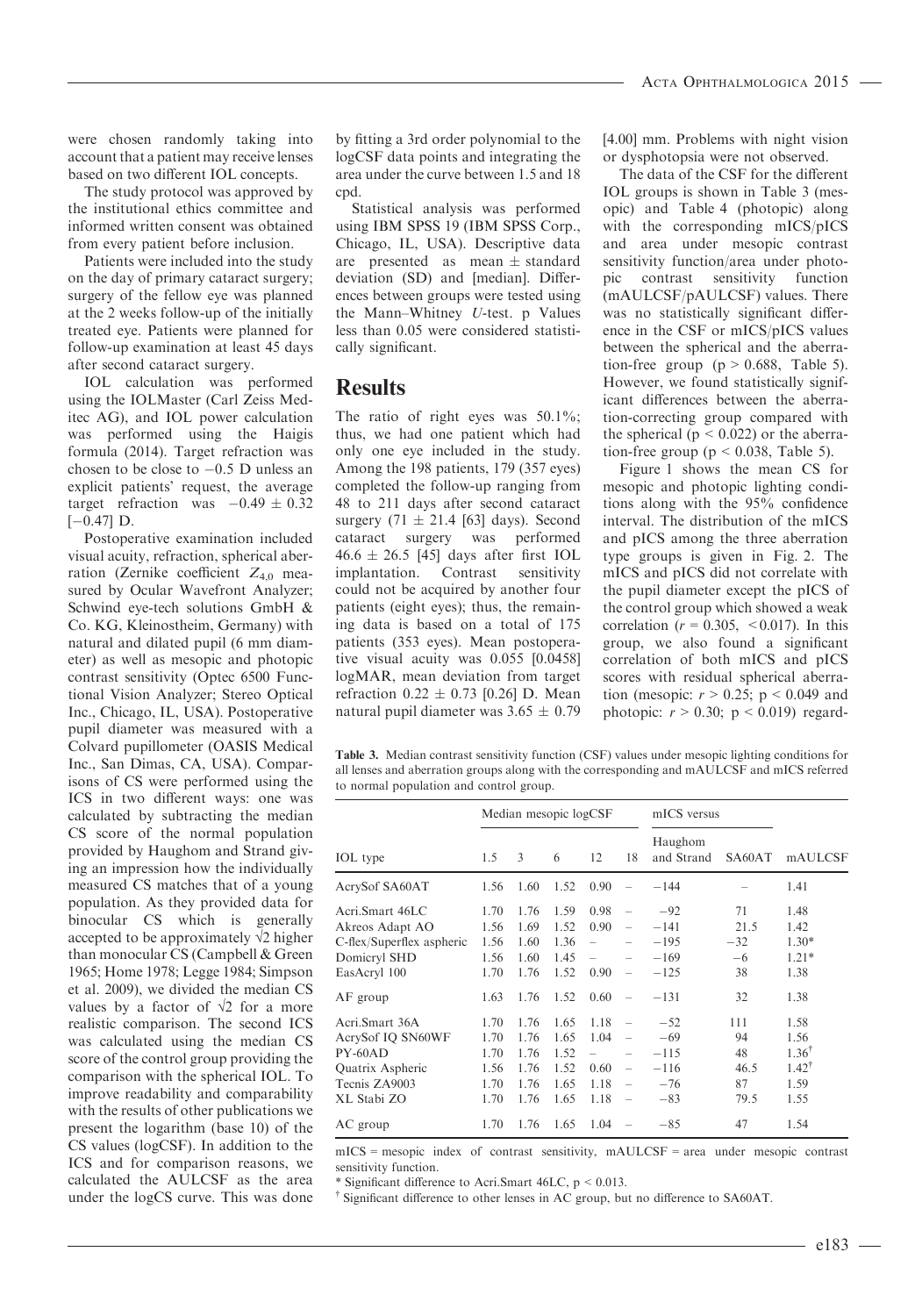were chosen randomly taking into account that a patient may receive lenses based on two different IOL concepts.

The study protocol was approved by the institutional ethics committee and informed written consent was obtained from every patient before inclusion.

Patients were included into the study on the day of primary cataract surgery; surgery of the fellow eye was planned at the 2 weeks follow-up of the initially treated eye. Patients were planned for follow-up examination at least 45 days after second cataract surgery.

IOL calculation was performed using the IOLMaster (Carl Zeiss Meditec AG), and IOL power calculation was performed using the Haigis formula (2014). Target refraction was chosen to be close to −0.5 D unless an explicit patients' request, the average target refraction was −0.49 ± 0.32 [−0.47] D.

Postoperative examination included visual acuity, refraction, spherical aberration (Zernike coefficient $Z_{4,0}$ measured by Ocular Wavefront Analyzer; Schwind eye-tech solutions GmbH & Co. KG, Kleinostheim, Germany) with natural and dilated pupil (6 mm diameter) as well as mesopic and photopic contrast sensitivity (Optec 6500 Functional Vision Analyzer; Stereo Optical Inc., Chicago, IL, USA). Postoperative pupil diameter was measured with a Colvard pupillometer (OASIS Medical Inc., San Dimas, CA, USA). Comparisons of CS were performed using the ICS in two different ways: one was calculated by subtracting the median CS score of the normal population provided by Haughom and Strand giving an impression how the individually measured CS matches that of a young population. As they provided data for binocular CS which is generally accepted to be approximately $\sqrt{2}$ higher than monocular CS (Campbell & Green 1965; Home 1978; Legge 1984; Simpson et al. 2009), we divided the median CS values by a factor of $\sqrt{2}$ for a more realistic comparison. The second ICS was calculated using the median CS score of the control group providing the comparison with the spherical IOL. To improve readability and comparability with the results of other publications we present the logarithm (base 10) of the CS values (logCSF). In addition to the ICS and for comparison reasons, we calculated the AULCSF as the area under the logCS curve. This was done by fitting a 3rd order polynomial to the logCSF data points and integrating the area under the curve between 1.5 and 18 cpd.

Statistical analysis was performed using IBM SPSS 19 (IBM SPSS Corp., Chicago, IL, USA). Descriptive data are presented as mean ± standard deviation (SD) and [median]. Differences between groups were tested using the Mann–Whitney *U*-test. p Values less than 0.05 were considered statistically significant.

# Results

The ratio of right eyes was 50.1%; thus, we had one patient which had only one eye included in the study. Among the 198 patients, 179 (357 eyes) completed the follow-up ranging from 48 to 211 days after second cataract surgery (71 ± 21.4 [63] days). Second cataract surgery was performed 46.6 ± 26.5 [45] days after first IOL implantation. Contrast sensitivity could not be acquired by another four patients (eight eyes); thus, the remaining data is based on a total of 175 patients (353 eyes). Mean postoperative visual acuity was 0.055 [0.0458] logMAR, mean deviation from target refraction 0.22 ± 0.73 [0.26] D. Mean natural pupil diameter was 3.65 ± 0.79 [4.00] mm. Problems with night vision or dysphotopsia were not observed.

The data of the CSF for the different IOL groups is shown in Table 3 (mesopic) and Table 4 (photopic) along with the corresponding mICS/pICS and area under mesopic contrast sensitivity function/area under photopic contrast sensitivity function (mAULCSF/pAULCSF) values. There was no statistically significant difference in the CSF or mICS/pICS values between the spherical and the aberration-free group ($p > 0.688$, Table 5). However, we found statistically significant differences between the aberration-correcting group compared with the spherical ($p < 0.022$) or the aberration-free group ($p < 0.038$, Table 5).

Figure 1 shows the mean CS for mesopic and photopic lighting conditions along with the 95% confidence interval. The distribution of the mICS and pICS among the three aberration type groups is given in Fig. 2. The mICS and pICS did not correlate with the pupil diameter except the pICS of the control group which showed a weak correlation ($r = 0.305$, $< 0.017$). In this group, we also found a significant correlation of both mICS and pICS scores with residual spherical aberration (mesopic: $r > 0.25$; $p < 0.049$ and photopic: $r > 0.30$; $p < 0.019$) regard-

**Table 3.** Median contrast sensitivity function (CSF) values under mesopic lighting conditions for all lenses and aberration groups along with the corresponding mAULCSF and mICS referred to normal population and control group.

| | Median mesopic logCSF | | | | | mICS versus | | |
|---|---|---|---|---|---|---|---|---|
| IOL type | 1.5 | 3 | 6 | 12 | 18 | Haughom and Strand | SA60AT | mAULCSF |
| AcrySof SA60AT | 1.56 | 1.60 | 1.52 | 0.90 | – | −144 | – | 1.41 |
| Acri.Smart 46LC | 1.70 | 1.76 | 1.59 | 0.98 | – | −92 | 71 | 1.48 |
| Akreos Adapt AO | 1.56 | 1.69 | 1.52 | 0.90 | – | −141 | 21.5 | 1.42 |
| C-flex/Superflex aspheric | 1.56 | 1.60 | 1.36 | – | – | −195 | −32 | 1.30* |
| Domicryl SHD | 1.56 | 1.60 | 1.45 | – | – | −169 | −6 | 1.21* |
| EasAcryl 100 | 1.70 | 1.76 | 1.52 | 0.90 | – | −125 | 38 | 1.38 |
| AF group | 1.63 | 1.76 | 1.52 | 0.60 | – | −131 | 32 | 1.38 |
| Acri.Smart 36A | 1.70 | 1.76 | 1.65 | 1.18 | – | −52 | 111 | 1.58 |
| AcrySof IQ SN60WF | 1.70 | 1.76 | 1.65 | 1.04 | – | −69 | 94 | 1.56 |
| PY-60AD | 1.70 | 1.76 | 1.52 | – | – | −115 | 48 | 1.36[†] |
| Quatrix Aspheric | 1.56 | 1.76 | 1.52 | 0.60 | – | −116 | 46.5 | 1.42[†] |
| Tecnis ZA9003 | 1.70 | 1.76 | 1.65 | 1.18 | – | −76 | 87 | 1.59 |
| XL Stabi ZO | 1.70 | 1.76 | 1.65 | 1.18 | – | −83 | 79.5 | 1.55 |
| AC group | 1.70 | 1.76 | 1.65 | 1.04 | – | −85 | 47 | 1.54 |

mICS = mesopic index of contrast sensitivity, mAULCSF = area under mesopic contrast sensitivity function.

\* Significant difference to Acri.Smart 46LC, $p < 0.013$.

[†] Significant difference to other lenses in AC group, but no difference to SA60AT.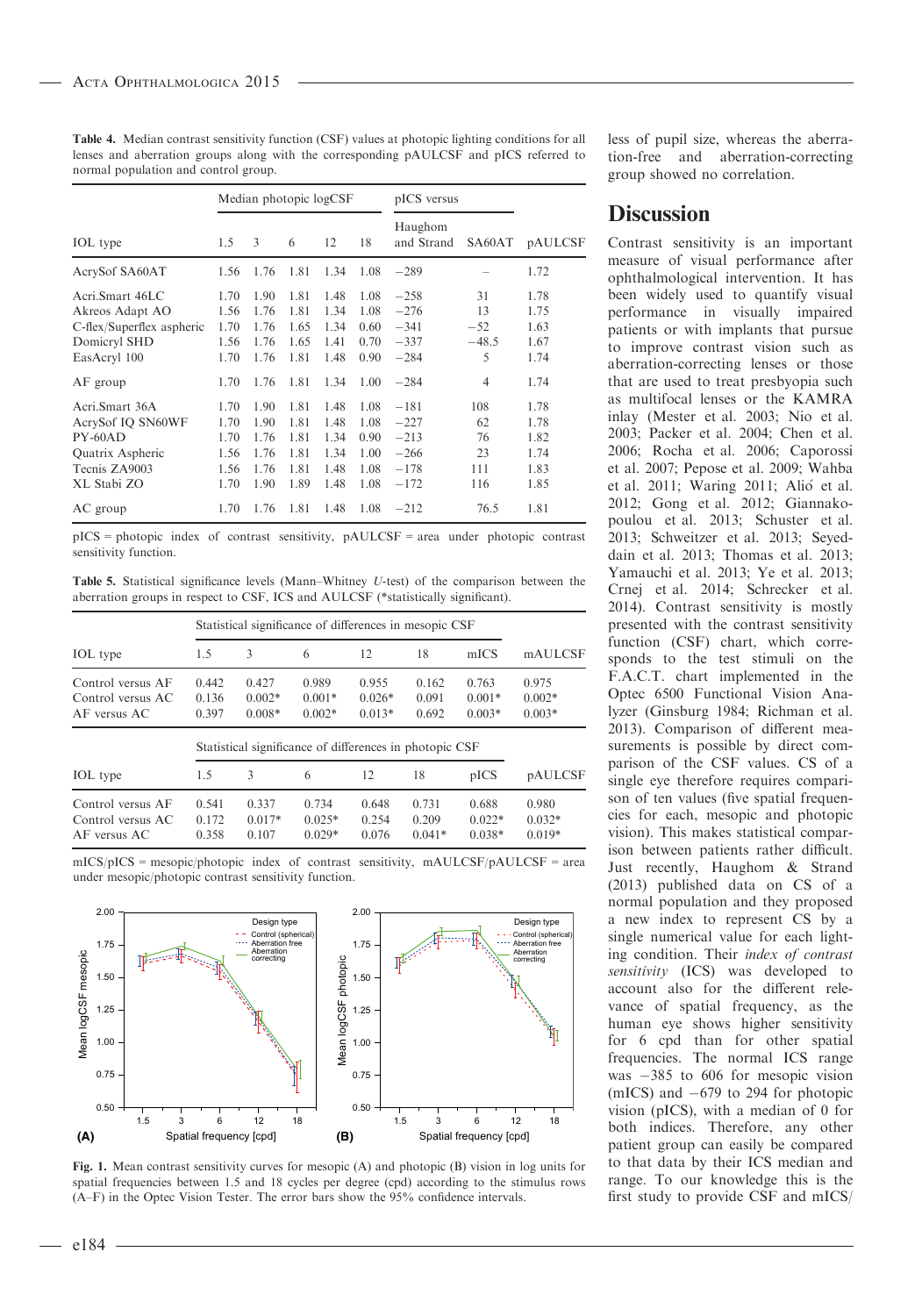**Table 4.** Median contrast sensitivity function (CSF) values at photopic lighting conditions for all lenses and aberration groups along with the corresponding pAULCSF and pICS referred to normal population and control group.

| | Median photopic logCSF | | | | | pICS versus | | |
|---|---|---|---|---|---|---|---|---|
| IOL type | 1.5 | 3 | 6 | 12 | 18 | Haughom and Strand | SA60AT | pAULCSF |
| AcrySof SA60AT | 1.56 | 1.76 | 1.81 | 1.34 | 1.08 | −289 | – | 1.72 |
| Acri.Smart 46LC | 1.70 | 1.90 | 1.81 | 1.48 | 1.08 | −258 | 31 | 1.78 |
| Akreos Adapt AO | 1.56 | 1.76 | 1.81 | 1.34 | 1.08 | −276 | 13 | 1.75 |
| C-flex/Superflex aspheric | 1.70 | 1.76 | 1.65 | 1.34 | 0.60 | −341 | −52 | 1.63 |
| Domicryl SHD | 1.56 | 1.76 | 1.65 | 1.41 | 0.70 | −337 | −48.5 | 1.67 |
| EasAcryl 100 | 1.70 | 1.76 | 1.81 | 1.48 | 0.90 | −284 | 5 | 1.74 |
| AF group | 1.70 | 1.76 | 1.81 | 1.34 | 1.00 | −284 | 4 | 1.74 |
| Acri.Smart 36A | 1.70 | 1.90 | 1.81 | 1.48 | 1.08 | −181 | 108 | 1.78 |
| AcrySof IQ SN60WF | 1.70 | 1.90 | 1.81 | 1.48 | 1.08 | −227 | 62 | 1.78 |
| PY-60AD | 1.70 | 1.76 | 1.81 | 1.34 | 0.90 | −213 | 76 | 1.82 |
| Quatrix Aspheric | 1.56 | 1.76 | 1.81 | 1.34 | 1.00 | −266 | 23 | 1.74 |
| Tecnis ZA9003 | 1.56 | 1.76 | 1.81 | 1.48 | 1.08 | −178 | 111 | 1.83 |
| XL Stabi ZO | 1.70 | 1.90 | 1.89 | 1.48 | 1.08 | −172 | 116 | 1.85 |
| AC group | 1.70 | 1.76 | 1.81 | 1.48 | 1.08 | −212 | 76.5 | 1.81 |

pICS = photopic index of contrast sensitivity, pAULCSF = area under photopic contrast sensitivity function.

**Table 5.** Statistical significance levels (Mann–Whitney *U*-test) of the comparison between the aberration groups in respect to CSF, ICS and AULCSF (*statistically significant).

| | Statistical significance of differences in mesopic CSF | | | | | | |
|---|---|---|---|---|---|---|---|
| IOL type | 1.5 | 3 | 6 | 12 | 18 | mICS | mAULCSF |
| Control versus AF | 0.442 | 0.427 | 0.989 | 0.955 | 0.162 | 0.763 | 0.975 |
| Control versus AC | 0.136 | 0.002* | 0.001* | 0.026* | 0.091 | 0.001* | 0.002* |
| AF versus AC | 0.397 | 0.008* | 0.002* | 0.013* | 0.692 | 0.003* | 0.003* |
| | **Statistical significance of differences in photopic CSF** | | | | | | |
| IOL type | 1.5 | 3 | 6 | 12 | 18 | pICS | pAULCSF |
| Control versus AF | 0.541 | 0.337 | 0.734 | 0.648 | 0.731 | 0.688 | 0.980 |
| Control versus AC | 0.172 | 0.017* | 0.025* | 0.254 | 0.209 | 0.022* | 0.032* |
| AF versus AC | 0.358 | 0.107 | 0.029* | 0.076 | 0.041* | 0.038* | 0.019* |

mICS/pICS = mesopic/photopic index of contrast sensitivity, mAULCSF/pAULCSF = area under mesopic/photopic contrast sensitivity function.

Mean logCSF mesopic
2.00
1.75
1.50
1.25
1.00
0.75
0.50
1.5 3 6 12 18
Spatial frequency [cpd]
(A)
Design type
Control (spherical)
Aberration free
Aberration correcting

Mean logCSF photopic
2.00
1.75
1.50
1.25
1.00
0.75
0.50
1.5 3 6 12 18
Spatial frequency [cpd]
(B)
Design type
Control (spherical)
Aberration free
Aberration correcting

**Fig. 1.** Mean contrast sensitivity curves for mesopic (A) and photopic (B) vision in log units for spatial frequencies between 1.5 and 18 cycles per degree (cpd) according to the stimulus rows (A–F) in the Optec Vision Tester. The error bars show the 95% confidence intervals.

less of pupil size, whereas the aberration-free and aberration-correcting group showed no correlation.

## Discussion

Contrast sensitivity is an important measure of visual performance after ophthalmological intervention. It has been widely used to quantify visual performance in visually impaired patients or with implants that pursue to improve contrast vision such as aberration-correcting lenses or those that are used to treat presbyopia such as multifocal lenses or the KAMRA inlay (Mester et al. 2003; Nio et al. 2003; Packer et al. 2004; Chen et al. 2006; Rocha et al. 2006; Caporossi et al. 2007; Pepose et al. 2009; Wahba et al. 2011; Waring 2011; Alió et al. 2012; Gong et al. 2012; Giannakopoulou et al. 2013; Schuster et al. 2013; Schweitzer et al. 2013; Seyeddain et al. 2013; Thomas et al. 2013; Yamauchi et al. 2013; Ye et al. 2013; Crnej et al. 2014; Schrecker et al. 2014). Contrast sensitivity is mostly presented with the contrast sensitivity function (CSF) chart, which corresponds to the test stimuli on the F.A.C.T. chart implemented in the Optec 6500 Functional Vision Analyzer (Ginsburg 1984; Richman et al. 2013). Comparison of different measurements is possible by direct comparison of the CSF values. CS of a single eye therefore requires comparison of ten values (five spatial frequencies for each, mesopic and photopic vision). This makes statistical comparison between patients rather difficult. Just recently, Haughom & Strand (2013) published data on CS of a normal population and they proposed a new index to represent CS by a single numerical value for each lighting condition. Their *index of contrast sensitivity* (ICS) was developed to account also for the different relevance of spatial frequency, as the human eye shows higher sensitivity for 6 cpd than for other spatial frequencies. The normal ICS range was −385 to 606 for mesopic vision (mICS) and −679 to 294 for photopic vision (pICS), with a median of 0 for both indices. Therefore, any other patient group can easily be compared to that data by their ICS median and range. To our knowledge this is the first study to provide CSF and mICS/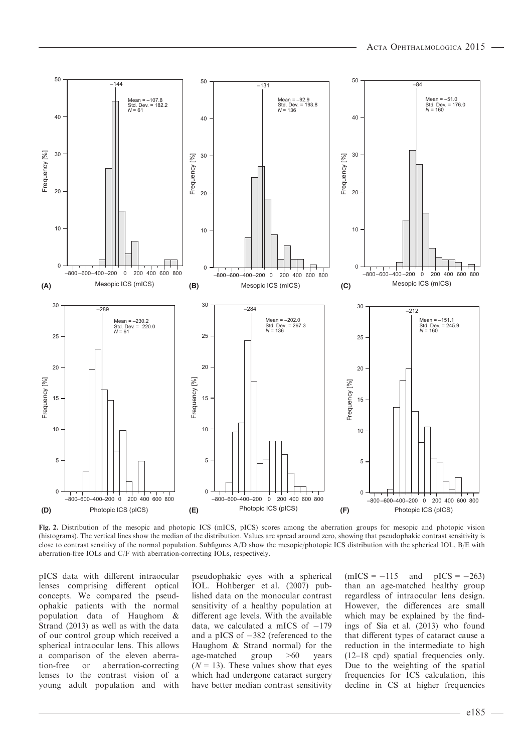(A)

Frequency [%]

Mesopic ICS (mICS)

−144

Mean = −107.8
Std. Dev. = 182.2
N = 61

(B)

Frequency [%]

Mesopic ICS (mICS)

−131

Mean = −92.9
Std. Dev. = 193.8
N = 136

(C)

Frequency [%]

Mesopic ICS (mICS)

−84

Mean = −51.0
Std. Dev. = 176.0
N = 160

(D)

Frequency [%]

Photopic ICS (pICS)

−289

Mean = −230.2
Std. Dev. = 220.0
N = 61

(E)

Frequency [%]

Photopic ICS (pICS)

−284

Mean = −202.0
Std. Dev. = 267.3
N = 136

(F)

Frequency [%]

Photopic ICS (pICS)

−212

Mean = −151.1
Std. Dev. = 245.9
N = 160

**Fig. 2.** Distribution of the mesopic and photopic ICS (mICS, pICS) scores among the aberration groups for mesopic and photopic vision (histograms). The vertical lines show the median of the distribution. Values are spread around zero, showing that pseudophakic contrast sensitivity is close to contrast sensitivy of the normal population. Subfigures A/D show the mesopic/photopic ICS distribution with the spherical IOL, B/E with aberration-free IOLs and C/F with aberration-correcting IOLs, respectively.

pICS data with different intraocular lenses comprising different optical concepts. We compared the pseudophakic patients with the normal population data of Haughom & Strand (2013) as well as with the data of our control group which received a spherical intraocular lens. This allows a comparison of the eleven aberration-free or aberration-correcting lenses to the contrast vision of a young adult population and with pseudophakic eyes with a spherical IOL. Hohberger et al. (2007) published data on the monocular contrast sensitivity of a healthy population at different age levels. With the available data, we calculated a mICS of −179 and a pICS of −382 (referenced to the Haughom & Strand normal) for the age-matched group >60 years ($N$ = 13). These values show that eyes which had undergone cataract surgery have better median contrast sensitivity (mICS = −115 and pICS = −263) than an age-matched healthy group regardless of intraocular lens design. However, the differences are small which may be explained by the findings of Sia et al. (2013) who found that different types of cataract cause a reduction in the intermediate to high (12–18 cpd) spatial frequencies only. Due to the weighting of the spatial frequencies for ICS calculation, this decline in CS at higher frequencies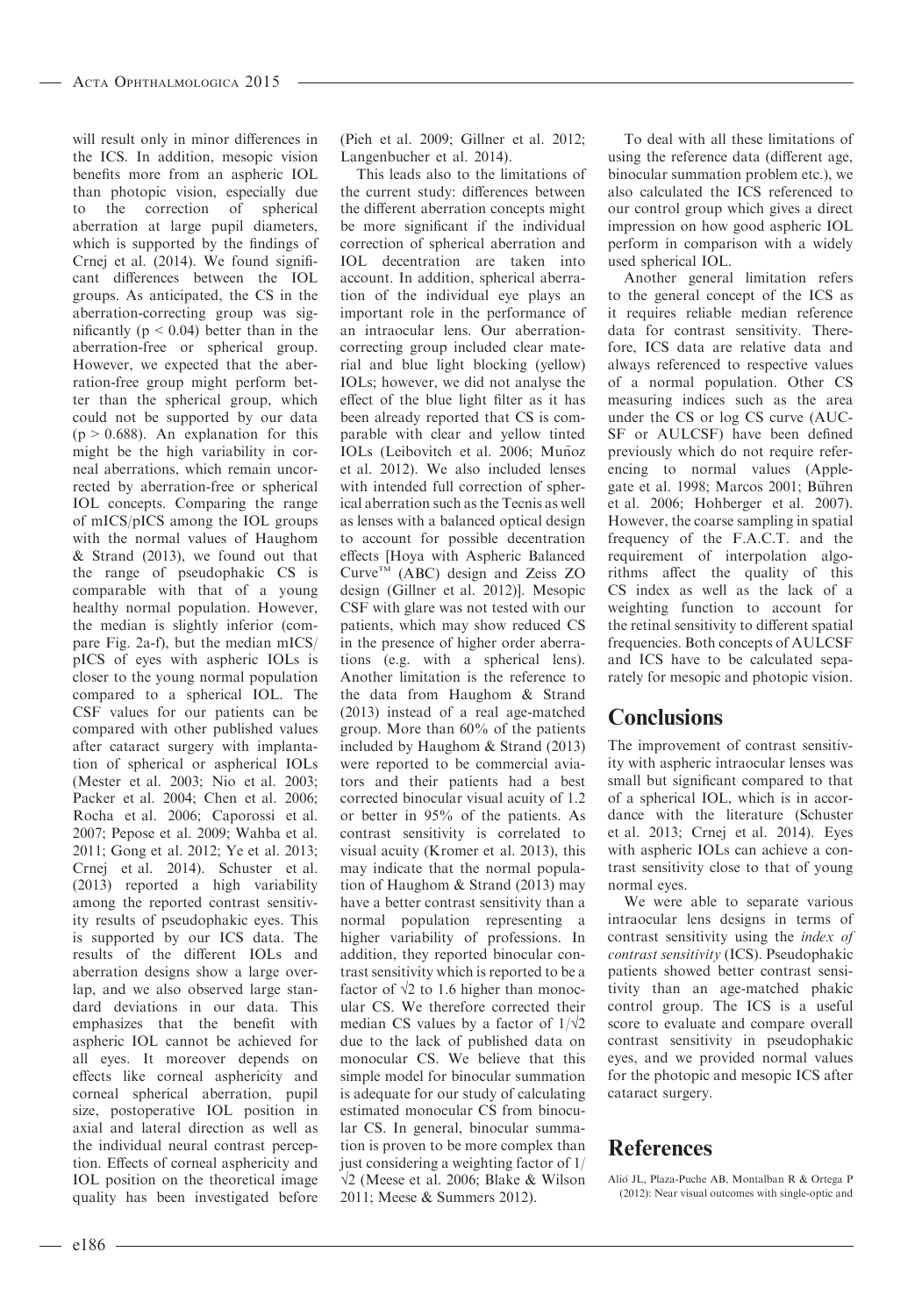will result only in minor differences in the ICS. In addition, mesopic vision benefits more from an aspheric IOL than photopic vision, especially due to the correction of spherical aberration at large pupil diameters, which is supported by the findings of Crnej et al. (2014). We found significant differences between the IOL groups. As anticipated, the CS in the aberration-correcting group was significantly ($p < 0.04$) better than in the aberration-free or spherical group. However, we expected that the aberration-free group might perform better than the spherical group, which could not be supported by our data ($p > 0.688$). An explanation for this might be the high variability in corneal aberrations, which remain uncorrected by aberration-free or spherical IOL concepts. Comparing the range of mICS/pICS among the IOL groups with the normal values of Haughom & Strand (2013), we found out that the range of pseudophakic CS is comparable with that of a young healthy normal population. However, the median is slightly inferior (compare Fig. 2a-f), but the median mICS/pICS of eyes with aspheric IOLs is closer to the young normal population compared to a spherical IOL. The CSF values for our patients can be compared with other published values after cataract surgery with implantation of spherical or aspherical IOLs (Mester et al. 2003; Nio et al. 2003; Packer et al. 2004; Chen et al. 2006; Rocha et al. 2006; Caporossi et al. 2007; Pepose et al. 2009; Wahba et al. 2011; Gong et al. 2012; Ye et al. 2013; Crnej et al. 2014). Schuster et al. (2013) reported a high variability among the reported contrast sensitivity results of pseudophakic eyes. This is supported by our ICS data. The results of the different IOLs and aberration designs show a large overlap, and we also observed large standard deviations in our data. This emphasizes that the benefit with aspheric IOL cannot be achieved for all eyes. It moreover depends on effects like corneal asphericity and corneal spherical aberration, pupil size, postoperative IOL position in axial and lateral direction as well as the individual neural contrast perception. Effects of corneal asphericity and IOL position on the theoretical image quality has been investigated before (Pieh et al. 2009; Gillner et al. 2012; Langenbucher et al. 2014).

This leads also to the limitations of the current study: differences between the different aberration concepts might be more significant if the individual correction of spherical aberration and IOL decentration are taken into account. In addition, spherical aberration of the individual eye plays an important role in the performance of an intraocular lens. Our aberration-correcting group included clear material and blue light blocking (yellow) IOLs; however, we did not analyse the effect of the blue light filter as it has been already reported that CS is comparable with clear and yellow tinted IOLs (Leibovitch et al. 2006; Muñoz et al. 2012). We also included lenses with intended full correction of spherical aberration such as the Tecnis as well as lenses with a balanced optical design to account for possible decentration effects [Hoya with Aspheric Balanced Curve™ (ABC) design and Zeiss ZO design (Gillner et al. 2012)]. Mesopic CSF with glare was not tested with our patients, which may show reduced CS in the presence of higher order aberrations (e.g. with a spherical lens). Another limitation is the reference to the data from Haughom & Strand (2013) instead of a real age-matched group. More than 60% of the patients included by Haughom & Strand (2013) were reported to be commercial aviators and their patients had a best corrected binocular visual acuity of 1.2 or better in 95% of the patients. As contrast sensitivity is correlated to visual acuity (Kromer et al. 2013), this may indicate that the normal population of Haughom & Strand (2013) may have a better contrast sensitivity than a normal population representing a higher variability of professions. In addition, they reported binocular contrast sensitivity which is reported to be a factor of $\sqrt{2}$ to 1.6 higher than monocular CS. We therefore corrected their median CS values by a factor of $1/\sqrt{2}$ due to the lack of published data on monocular CS. We believe that this simple model for binocular summation is adequate for our study of calculating estimated monocular CS from binocular CS. In general, binocular summation is proven to be more complex than just considering a weighting factor of $1/\sqrt{2}$ (Meese et al. 2006; Blake & Wilson 2011; Meese & Summers 2012).

To deal with all these limitations of using the reference data (different age, binocular summation problem etc.), we also calculated the ICS referenced to our control group which gives a direct impression on how good aspheric IOL perform in comparison with a widely used spherical IOL.

Another general limitation refers to the general concept of the ICS as it requires reliable median reference data for contrast sensitivity. Therefore, ICS data are relative data and always referenced to respective values of a normal population. Other CS measuring indices such as the area under the CS or log CS curve (AUCSF or AULCSF) have been defined previously which do not require referencing to normal values (Applegate et al. 1998; Marcos 2001; Bühren et al. 2006; Hohberger et al. 2007). However, the coarse sampling in spatial frequency of the F.A.C.T. and the requirement of interpolation algorithms affect the quality of this CS index as well as the lack of a weighting function to account for the retinal sensitivity to different spatial frequencies. Both concepts of AULCSF and ICS have to be calculated separately for mesopic and photopic vision.

## Conclusions

The improvement of contrast sensitivity with aspheric intraocular lenses was small but significant compared to that of a spherical IOL, which is in accordance with the literature (Schuster et al. 2013; Crnej et al. 2014). Eyes with aspheric IOLs can achieve a contrast sensitivity close to that of young normal eyes.

We were able to separate various intraocular lens designs in terms of contrast sensitivity using the *index of contrast sensitivity* (ICS). Pseudophakic patients showed better contrast sensitivity than an age-matched phakic control group. The ICS is a useful score to evaluate and compare overall contrast sensitivity in pseudophakic eyes, and we provided normal values for the photopic and mesopic ICS after cataract surgery.

## References

Alió JL, Plaza-Puche AB, Montalban R & Ortega P (2012): Near visual outcomes with single-optic and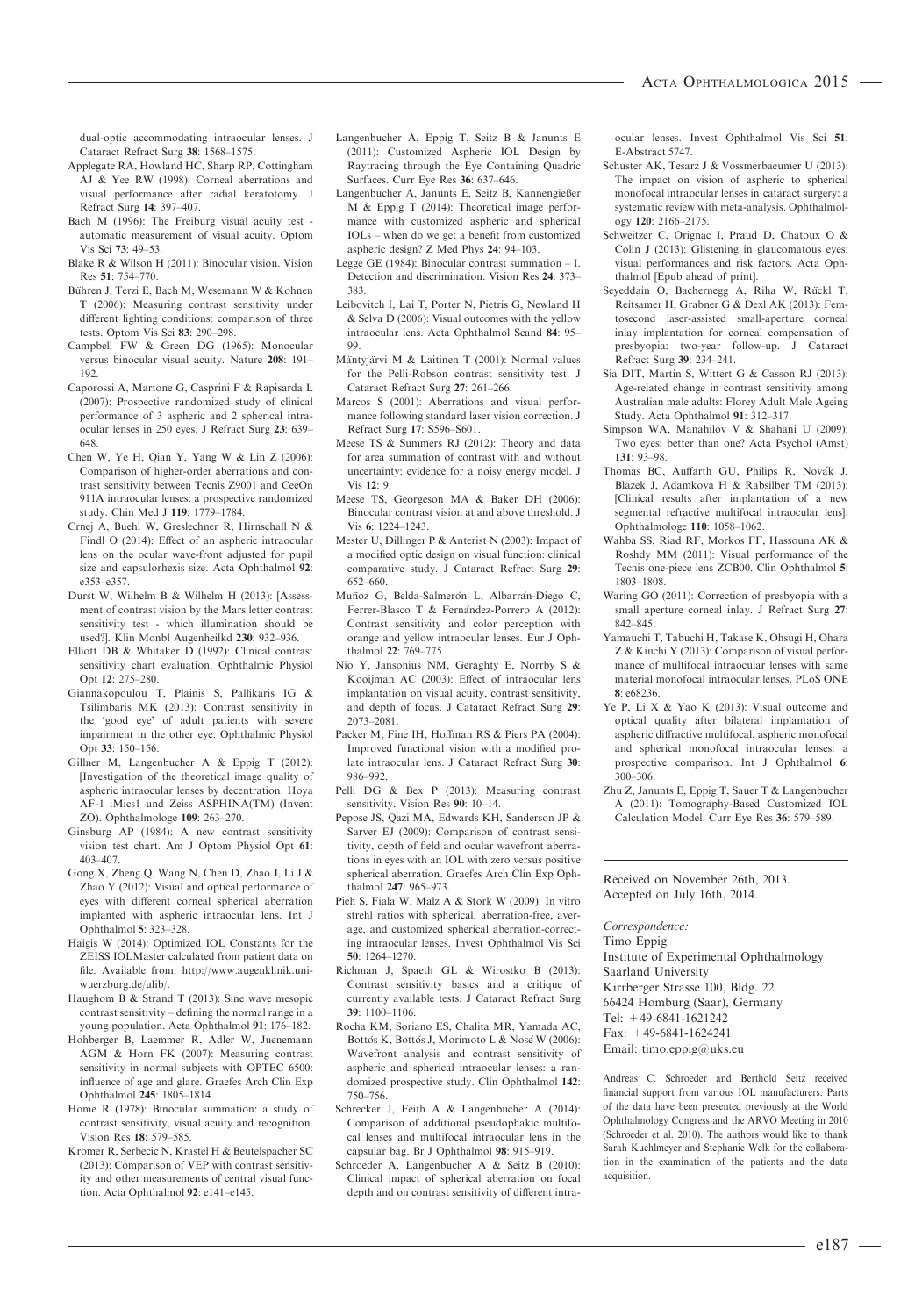dual-optic accommodating intraocular lenses. J Cataract Refract Surg **38**: 1568–1575.

Applegate RA, Howland HC, Sharp RP, Cottingham AJ & Yee RW (1998): Corneal aberrations and visual performance after radial keratotomy. J Refract Surg **14**: 397–407.

Bach M (1996): The Freiburg visual acuity test - automatic measurement of visual acuity. Optom Vis Sci **73**: 49–53.

Blake R & Wilson H (2011): Binocular vision. Vision Res **51**: 754–770.

Bühren J, Terzi E, Bach M, Wesemann W & Kohnen T (2006): Measuring contrast sensitivity under different lighting conditions: comparison of three tests. Optom Vis Sci **83**: 290–298.

Campbell FW & Green DG (1965): Monocular versus binocular visual acuity. Nature **208**: 191–192.

Caporossi A, Martone G, Casprini F & Rapisarda L (2007): Prospective randomized study of clinical performance of 3 aspheric and 2 spherical intraocular lenses in 250 eyes. J Refract Surg **23**: 639–648.

Chen W, Ye H, Qian Y, Yang W & Lin Z (2006): Comparison of higher-order aberrations and contrast sensitivity between Tecnis Z9001 and CeeOn 911A intraocular lenses: a prospective randomized study. Chin Med J **119**: 1779–1784.

Crnej A, Buehl W, Greslechner R, Hirnschall N & Findl O (2014): Effect of an aspheric intraocular lens on the ocular wave-front adjusted for pupil size and capsulorhexis size. Acta Ophthalmol **92**: e353–e357.

Durst W, Wilhelm B & Wilhelm H (2013): [Assessment of contrast vision by the Mars letter contrast sensitivity test - which illumination should be used?]. Klin Monbl Augenheilkd **230**: 932–936.

Elliott DB & Whitaker D (1992): Clinical contrast sensitivity chart evaluation. Ophthalmic Physiol Opt **12**: 275–280.

Giannakopoulou T, Plainis S, Pallikaris IG & Tsilimbaris MK (2013): Contrast sensitivity in the 'good eye' of adult patients with severe impairment in the other eye. Ophthalmic Physiol Opt **33**: 150–156.

Gillner M, Langenbucher A & Eppig T (2012): [Investigation of the theoretical image quality of aspheric intraocular lenses by decentration. Hoya AF-1 iMics1 und Zeiss ASPHINA(TM) (Invent ZO). Ophthalmologe **109**: 263–270.

Ginsburg AP (1984): A new contrast sensitivity vision test chart. Am J Optom Physiol Opt **61**: 403–407.

Gong X, Zheng Q, Wang N, Chen D, Zhao J, Li J & Zhao Y (2012): Visual and optical performance of eyes with different corneal spherical aberration implanted with aspheric intraocular lens. Int J Ophthalmol **5**: 323–328.

Haigis W (2014): Optimized IOL Constants for the ZEISS IOLMaster calculated from patient data on file. Available from: http://www.augenklinik.uni-wuerzburg.de/ulib/.

Haughom B & Strand T (2013): Sine wave mesopic contrast sensitivity – defining the normal range in a young population. Acta Ophthalmol **91**: 176–182.

Hohberger B, Laemmer R, Adler W, Juenemann AGM & Horn FK (2007): Measuring contrast sensitivity in normal subjects with OPTEC 6500: influence of age and glare. Graefes Arch Clin Exp Ophthalmol **245**: 1805–1814.

Home R (1978): Binocular summation: a study of contrast sensitivity, visual acuity and recognition. Vision Res **18**: 579–585.

Kromer R, Serbecic N, Krastel H & Beutelspacher SC (2013): Comparison of VEP with contrast sensitivity and other measurements of central visual function. Acta Ophthalmol **92**: e141–e145.

Langenbucher A, Eppig T, Seitz B & Janunts E (2011): Customized Aspheric IOL Design by Raytracing through the Eye Containing Quadric Surfaces. Curr Eye Res **36**: 637–646.

Langenbucher A, Janunts E, Seitz B, Kannengießer M & Eppig T (2014): Theoretical image performance with customized aspheric and spherical IOLs – when do we get a benefit from customized aspheric design? Z Med Phys **24**: 94–103.

Legge GE (1984): Binocular contrast summation – I. Detection and discrimination. Vision Res **24**: 373–383.

Leibovitch I, Lai T, Porter N, Pietris G, Newland H & Selva D (2006): Visual outcomes with the yellow intraocular lens. Acta Ophthalmol Scand **84**: 95–99.

Mäntyjärvi M & Laitinen T (2001): Normal values for the Pelli-Robson contrast sensitivity test. J Cataract Refract Surg **27**: 261–266.

Marcos S (2001): Aberrations and visual performance following standard laser vision correction. J Refract Surg **17**: S596–S601.

Meese TS & Summers RJ (2012): Theory and data for area summation of contrast with and without uncertainty: evidence for a noisy energy model. J Vis **12**: 9.

Meese TS, Georgeson MA & Baker DH (2006): Binocular contrast vision at and above threshold. J Vis **6**: 1224–1243.

Mester U, Dillinger P & Anterist N (2003): Impact of a modified optic design on visual function: clinical comparative study. J Cataract Refract Surg **29**: 652–660.

Muñoz G, Belda-Salmerón L, Albarrán-Diego C, Ferrer-Blasco T & Fernández-Porrero A (2012): Contrast sensitivity and color perception with orange and yellow intraocular lenses. Eur J Ophthalmol **22**: 769–775.

Nio Y, Jansonius NM, Geraghty E, Norrby S & Kooijman AC (2003): Effect of intraocular lens implantation on visual acuity, contrast sensitivity, and depth of focus. J Cataract Refract Surg **29**: 2073–2081.

Packer M, Fine IH, Hoffman RS & Piers PA (2004): Improved functional vision with a modified prolate intraocular lens. J Cataract Refract Surg **30**: 986–992.

Pelli DG & Bex P (2013): Measuring contrast sensitivity. Vision Res **90**: 10–14.

Pepose JS, Qazi MA, Edwards KH, Sanderson JP & Sarver EJ (2009): Comparison of contrast sensitivity, depth of field and ocular wavefront aberrations in eyes with an IOL with zero versus positive spherical aberration. Graefes Arch Clin Exp Ophthalmol **247**: 965–973.

Pieh S, Fiala W, Malz A & Stork W (2009): In vitro strehl ratios with spherical, aberration-free, average, and customized spherical aberration-correcting intraocular lenses. Invest Ophthalmol Vis Sci **50**: 1264–1270.

Richman J, Spaeth GL & Wirostko B (2013): Contrast sensitivity basics and a critique of currently available tests. J Cataract Refract Surg **39**: 1100–1106.

Rocha KM, Soriano ES, Chalita MR, Yamada AC, Bottós K, Bottós J, Morimoto L & Nosé W (2006): Wavefront analysis and contrast sensitivity of aspheric and spherical intraocular lenses: a randomized prospective study. Clin Ophthalmol **142**: 750–756.

Schrecker J, Feith A & Langenbucher A (2014): Comparison of additional pseudophakic multifocal lenses and multifocal intraocular lens in the capsular bag. Br J Ophthalmol **98**: 915–919.

Schroeder A, Langenbucher A & Seitz B (2010): Clinical impact of spherical aberration on focal depth and on contrast sensitivity of different intraocular lenses. Invest Ophthalmol Vis Sci **51**: E-Abstract 5747.

Schuster AK, Tesarz J & Vossmerbaeumer U (2013): The impact on vision of aspheric to spherical monofocal intraocular lenses in cataract surgery: a systematic review with meta-analysis. Ophthalmology **120**: 2166–2175.

Schweitzer C, Orignac I, Praud D, Chatoux O & Colin J (2013): Glistening in glaucomatous eyes: visual performances and risk factors. Acta Ophthalmol [Epub ahead of print].

Seyeddain O, Bachernegg A, Riha W, Rückl T, Reitsamer H, Grabner G & Dexl AK (2013): Femtosecond laser-assisted small-aperture corneal inlay implantation for corneal compensation of presbyopia: two-year follow-up. J Cataract Refract Surg **39**: 234–241.

Sia DIT, Martin S, Wittert G & Casson RJ (2013): Age-related change in contrast sensitivity among Australian male adults: Florey Adult Male Ageing Study. Acta Ophthalmol **91**: 312–317.

Simpson WA, Manahilov V & Shahani U (2009): Two eyes: better than one? Acta Psychol (Amst) **131**: 93–98.

Thomas BC, Auffarth GU, Philips R, Novák J, Blazek J, Adamkova H & Rabsilber TM (2013): [Clinical results after implantation of a new segmental refractive multifocal intraocular lens]. Ophthalmologe **110**: 1058–1062.

Wahba SS, Riad RF, Morkos FF, Hassouna AK & Roshdy MM (2011): Visual performance of the Tecnis one-piece lens ZCB00. Clin Ophthalmol **5**: 1803–1808.

Waring GO (2011): Correction of presbyopia with a small aperture corneal inlay. J Refract Surg **27**: 842–845.

Yamauchi T, Tabuchi H, Takase K, Ohsugi H, Ohara Z & Kiuchi Y (2013): Comparison of visual performance of multifocal intraocular lenses with same material monofocal intraocular lenses. PLoS ONE **8**: e68236.

Ye P, Li X & Yao K (2013): Visual outcome and optical quality after bilateral implantation of aspheric diffractive multifocal, aspheric monofocal and spherical monofocal intraocular lenses: a prospective comparison. Int J Ophthalmol **6**: 300–306.

Zhu Z, Janunts E, Eppig T, Sauer T & Langenbucher A (2011): Tomography-Based Customized IOL Calculation Model. Curr Eye Res **36**: 579–589.

Received on November 26th, 2013.
Accepted on July 16th, 2014.

*Correspondence:*
Timo Eppig
Institute of Experimental Ophthalmology
Saarland University
Kirrberger Strasse 100, Bldg. 22
66424 Homburg (Saar), Germany
Tel: +49-6841-1621242
Fax: +49-6841-1624241
Email: timo.eppig@uks.eu

Andreas C. Schroeder and Berthold Seitz received financial support from various IOL manufacturers. Parts of the data have been presented previously at the World Ophthalmology Congress and the ARVO Meeting in 2010 (Schroeder et al. 2010). The authors would like to thank Sarah Kuehlmeyer and Stephanie Welk for the collaboration in the examination of the patients and the data acquisition.